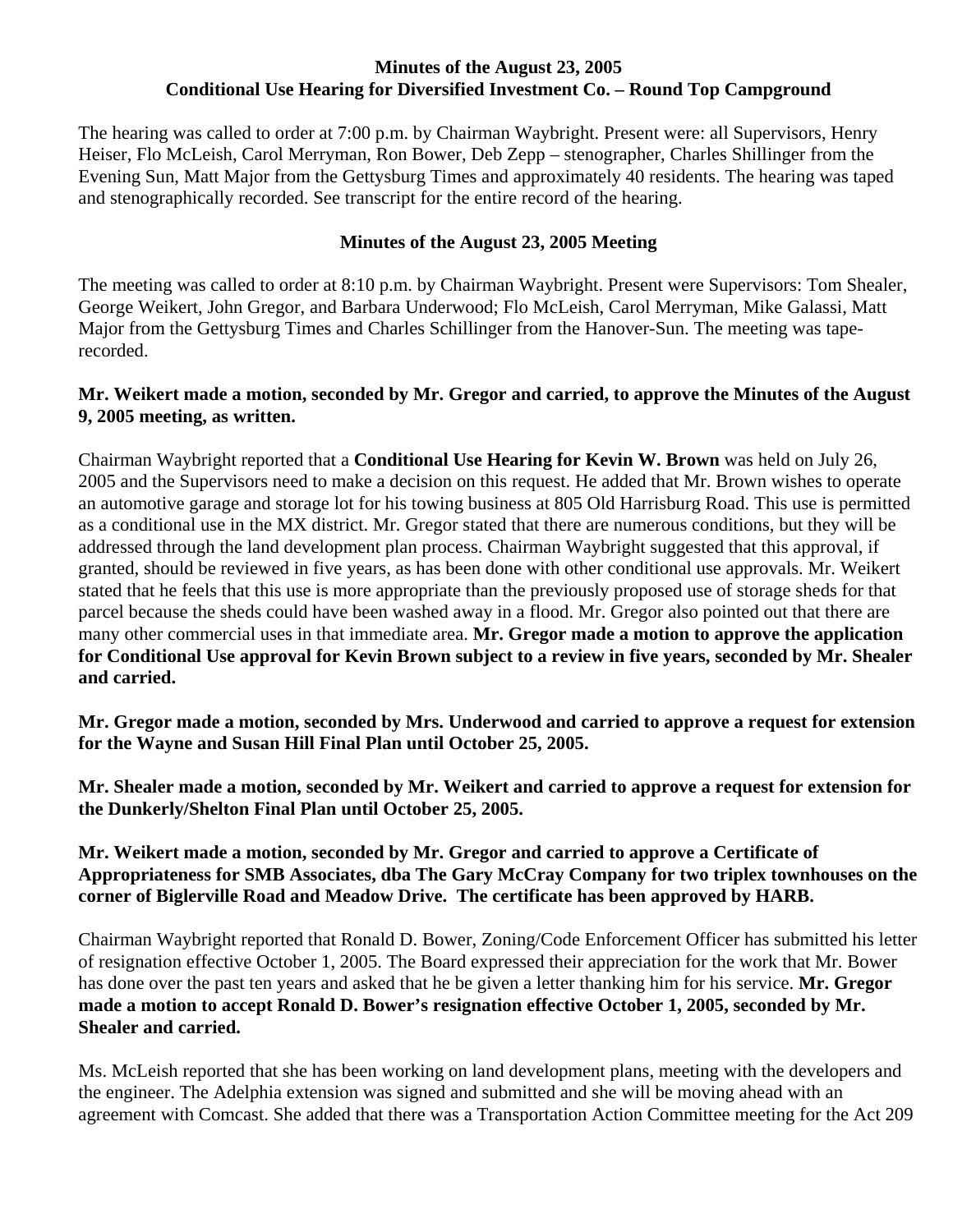**Minutes of the August 23, 2005**
**Conditional Use Hearing for Diversified Investment Co. – Round Top Campground**

The hearing was called to order at 7:00 p.m. by Chairman Waybright. Present were: all Supervisors, Henry Heiser, Flo McLeish, Carol Merryman, Ron Bower, Deb Zepp – stenographer, Charles Shillinger from the Evening Sun, Matt Major from the Gettysburg Times and approximately 40 residents. The hearing was taped and stenographically recorded. See transcript for the entire record of the hearing.

**Minutes of the August 23, 2005 Meeting**

The meeting was called to order at 8:10 p.m. by Chairman Waybright. Present were Supervisors: Tom Shealer, George Weikert, John Gregor, and Barbara Underwood; Flo McLeish, Carol Merryman, Mike Galassi, Matt Major from the Gettysburg Times and Charles Schillinger from the Hanover-Sun. The meeting was tape-recorded.

**Mr. Weikert made a motion, seconded by Mr. Gregor and carried, to approve the Minutes of the August 9, 2005 meeting, as written.**

Chairman Waybright reported that a **Conditional Use Hearing for Kevin W. Brown** was held on July 26, 2005 and the Supervisors need to make a decision on this request. He added that Mr. Brown wishes to operate an automotive garage and storage lot for his towing business at 805 Old Harrisburg Road. This use is permitted as a conditional use in the MX district. Mr. Gregor stated that there are numerous conditions, but they will be addressed through the land development plan process. Chairman Waybright suggested that this approval, if granted, should be reviewed in five years, as has been done with other conditional use approvals. Mr. Weikert stated that he feels that this use is more appropriate than the previously proposed use of storage sheds for that parcel because the sheds could have been washed away in a flood. Mr. Gregor also pointed out that there are many other commercial uses in that immediate area. **Mr. Gregor made a motion to approve the application for Conditional Use approval for Kevin Brown subject to a review in five years, seconded by Mr. Shealer and carried.**

**Mr. Gregor made a motion, seconded by Mrs. Underwood and carried to approve a request for extension for the Wayne and Susan Hill Final Plan until October 25, 2005.**

**Mr. Shealer made a motion, seconded by Mr. Weikert and carried to approve a request for extension for the Dunkerly/Shelton Final Plan until October 25, 2005.**

**Mr. Weikert made a motion, seconded by Mr. Gregor and carried to approve a Certificate of Appropriateness for SMB Associates, dba The Gary McCray Company for two triplex townhouses on the corner of Biglerville Road and Meadow Drive. The certificate has been approved by HARB.**

Chairman Waybright reported that Ronald D. Bower, Zoning/Code Enforcement Officer has submitted his letter of resignation effective October 1, 2005. The Board expressed their appreciation for the work that Mr. Bower has done over the past ten years and asked that he be given a letter thanking him for his service. **Mr. Gregor made a motion to accept Ronald D. Bower's resignation effective October 1, 2005, seconded by Mr. Shealer and carried.**

Ms. McLeish reported that she has been working on land development plans, meeting with the developers and the engineer. The Adelphia extension was signed and submitted and she will be moving ahead with an agreement with Comcast. She added that there was a Transportation Action Committee meeting for the Act 209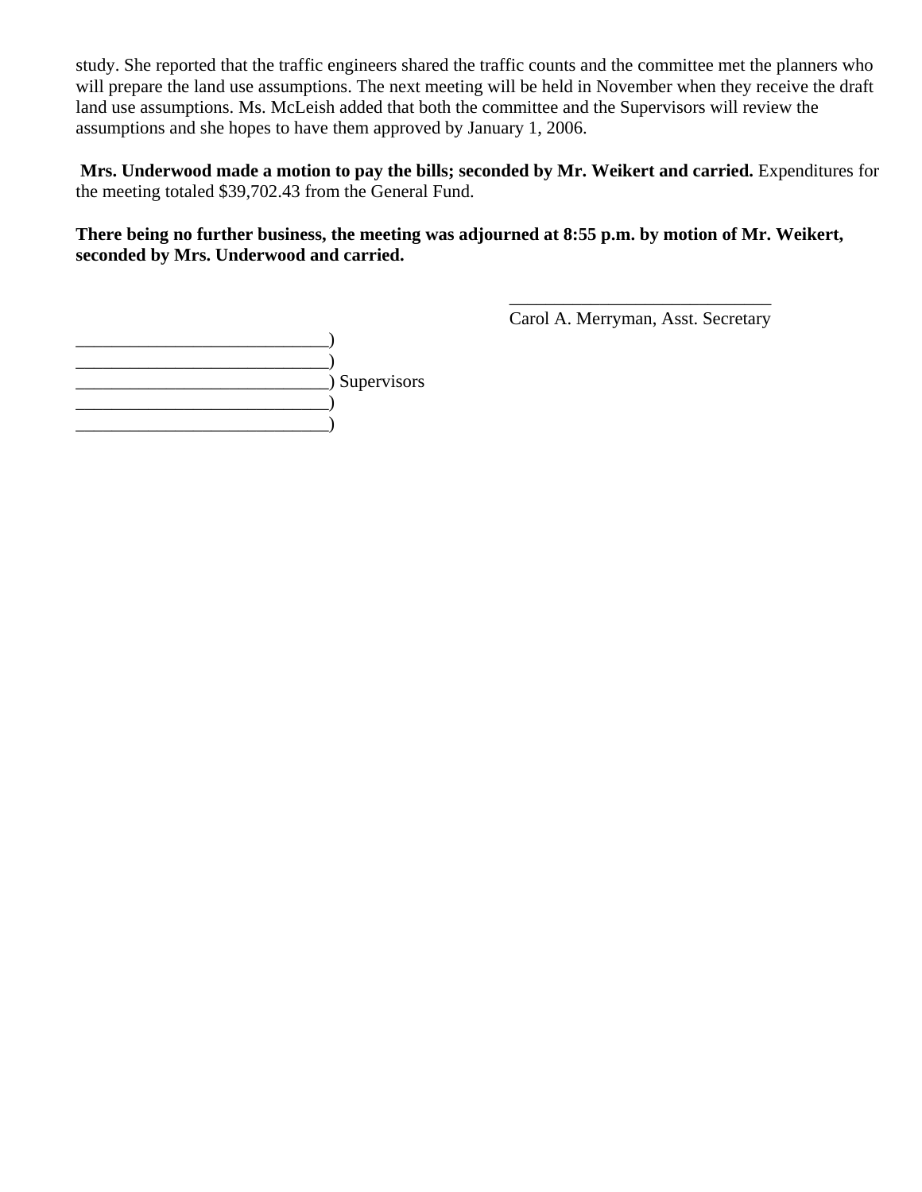study. She reported that the traffic engineers shared the traffic counts and the committee met the planners who will prepare the land use assumptions. The next meeting will be held in November when they receive the draft land use assumptions. Ms. McLeish added that both the committee and the Supervisors will review the assumptions and she hopes to have them approved by January 1, 2006.

**Mrs. Underwood made a motion to pay the bills; seconded by Mr. Weikert and carried.** Expenditures for the meeting totaled $39,702.43 from the General Fund.

**There being no further business, the meeting was adjourned at 8:55 p.m. by motion of Mr. Weikert, seconded by Mrs. Underwood and carried.**

______________________________
Carol A. Merryman, Asst. Secretary

____________________________)
____________________________)
____________________________) Supervisors
____________________________)
____________________________)